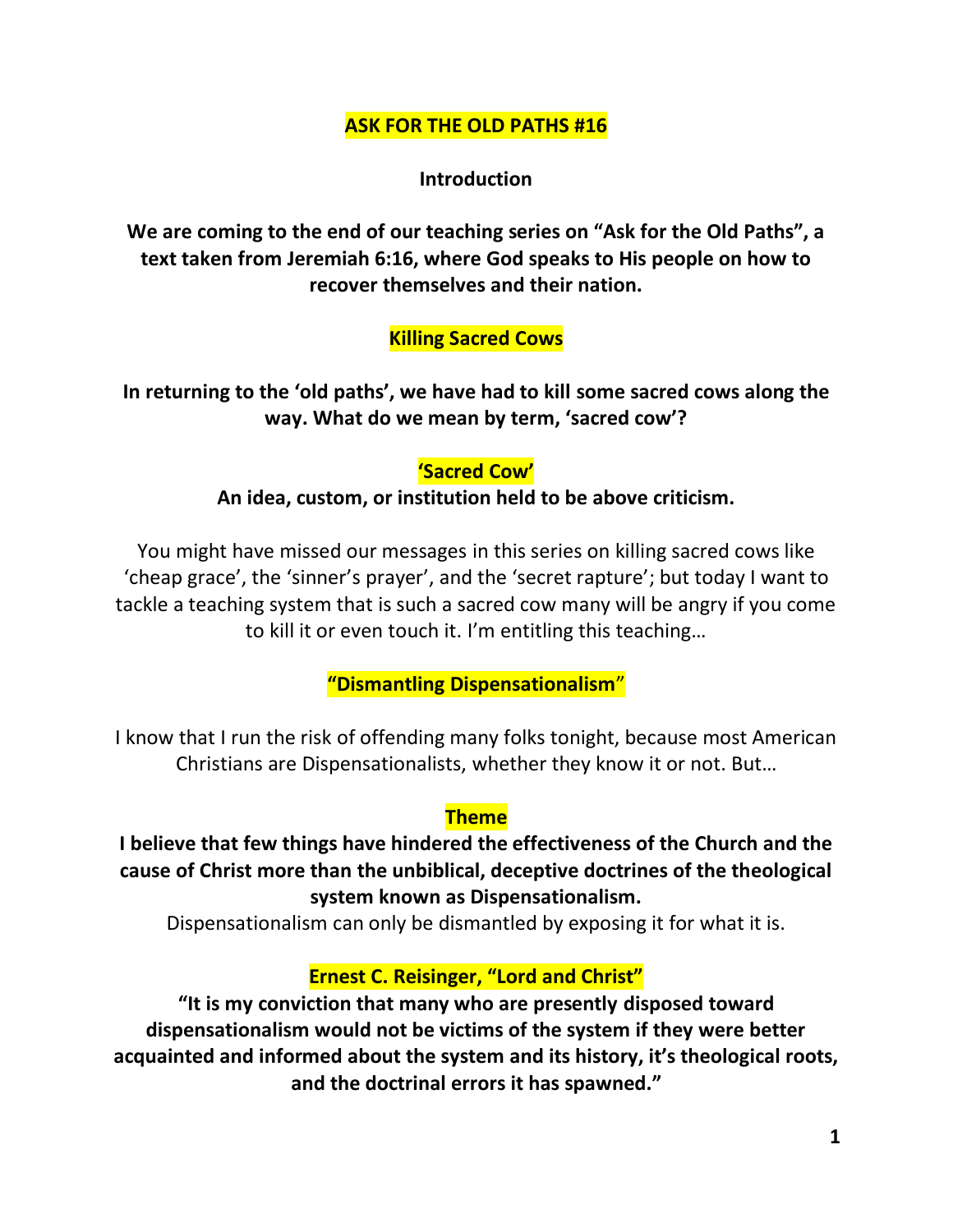# ASK FOR THE OLD PATHS #16

## Introduction

**We are coming to the end of our teaching series on "Ask for the Old Paths", a text taken from Jeremiah 6:16, where God speaks to His people on how to recover themselves and their nation.**

## Killing Sacred Cows

**In returning to the 'old paths', we have had to kill some sacred cows along the way. What do we mean by term, 'sacred cow'?**

### 'Sacred Cow'

**An idea, custom, or institution held to be above criticism.**

You might have missed our messages in this series on killing sacred cows like 'cheap grace', the 'sinner's prayer', and the 'secret rapture'; but today I want to tackle a teaching system that is such a sacred cow many will be angry if you come to kill it or even touch it. I'm entitling this teaching…

## "Dismantling Dispensationalism"

I know that I run the risk of offending many folks tonight, because most American Christians are Dispensationalists, whether they know it or not. But…

### Theme

**I believe that few things have hindered the effectiveness of the Church and the cause of Christ more than the unbiblical, deceptive doctrines of the theological system known as Dispensationalism.**

Dispensationalism can only be dismantled by exposing it for what it is.

### Ernest C. Reisinger, "Lord and Christ"

**"It is my conviction that many who are presently disposed toward dispensationalism would not be victims of the system if they were better acquainted and informed about the system and its history, it's theological roots, and the doctrinal errors it has spawned."**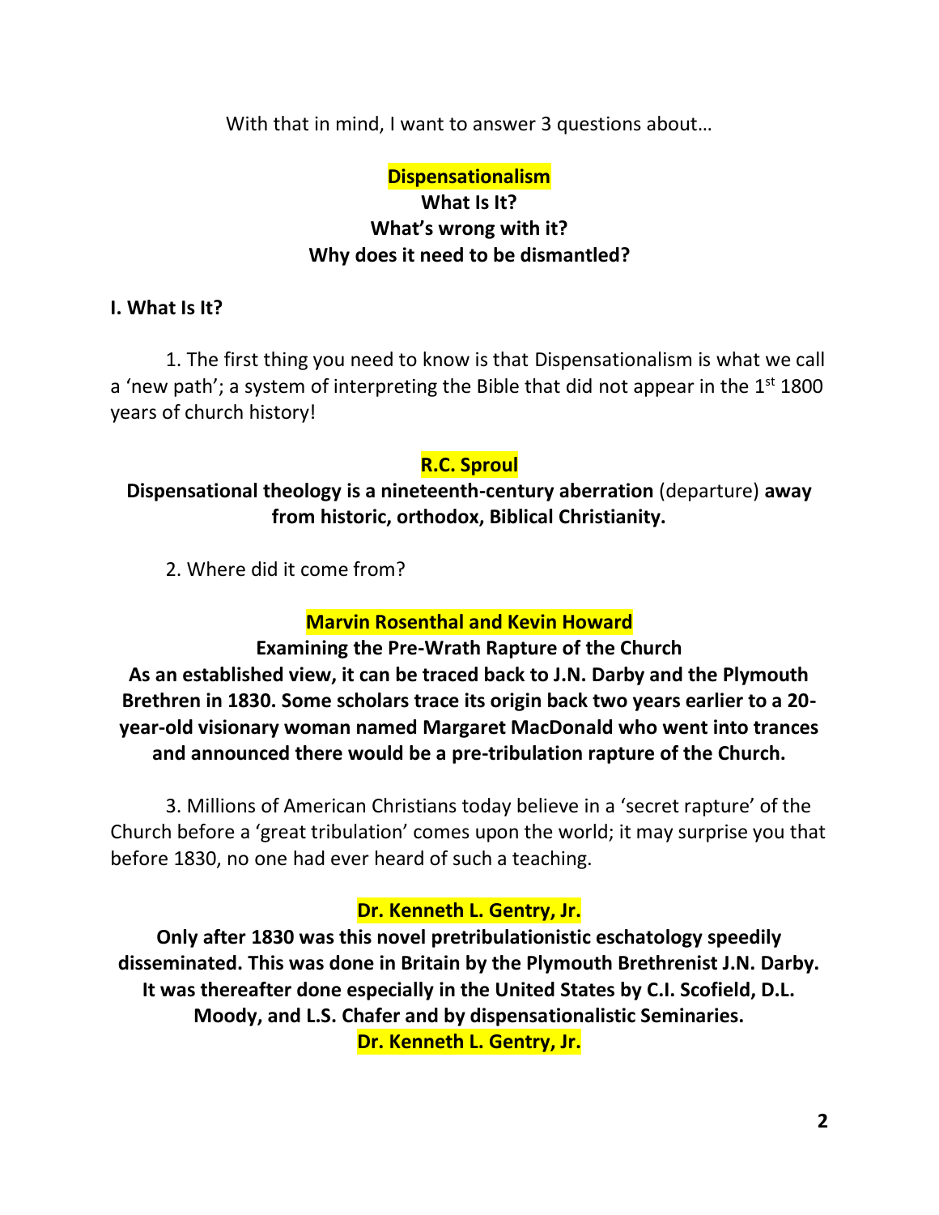With that in mind, I want to answer 3 questions about…

**Dispensationalism**

**What Is It?**

**What's wrong with it?**

**Why does it need to be dismantled?**

**I. What Is It?**

1. The first thing you need to know is that Dispensationalism is what we call a 'new path'; a system of interpreting the Bible that did not appear in the 1st 1800 years of church history!

**R.C. Sproul**

**Dispensational theology is a nineteenth-century aberration** (departure) **away from historic, orthodox, Biblical Christianity.**

2. Where did it come from?

**Marvin Rosenthal and Kevin Howard**

**Examining the Pre-Wrath Rapture of the Church**

**As an established view, it can be traced back to J.N. Darby and the Plymouth Brethren in 1830. Some scholars trace its origin back two years earlier to a 20-year-old visionary woman named Margaret MacDonald who went into trances and announced there would be a pre-tribulation rapture of the Church.**

3. Millions of American Christians today believe in a 'secret rapture' of the Church before a 'great tribulation' comes upon the world; it may surprise you that before 1830, no one had ever heard of such a teaching.

**Dr. Kenneth L. Gentry, Jr.**

**Only after 1830 was this novel pretribulationistic eschatology speedily disseminated. This was done in Britain by the Plymouth Brethrenist J.N. Darby. It was thereafter done especially in the United States by C.I. Scofield, D.L. Moody, and L.S. Chafer and by dispensationalistic Seminaries.**

**Dr. Kenneth L. Gentry, Jr.**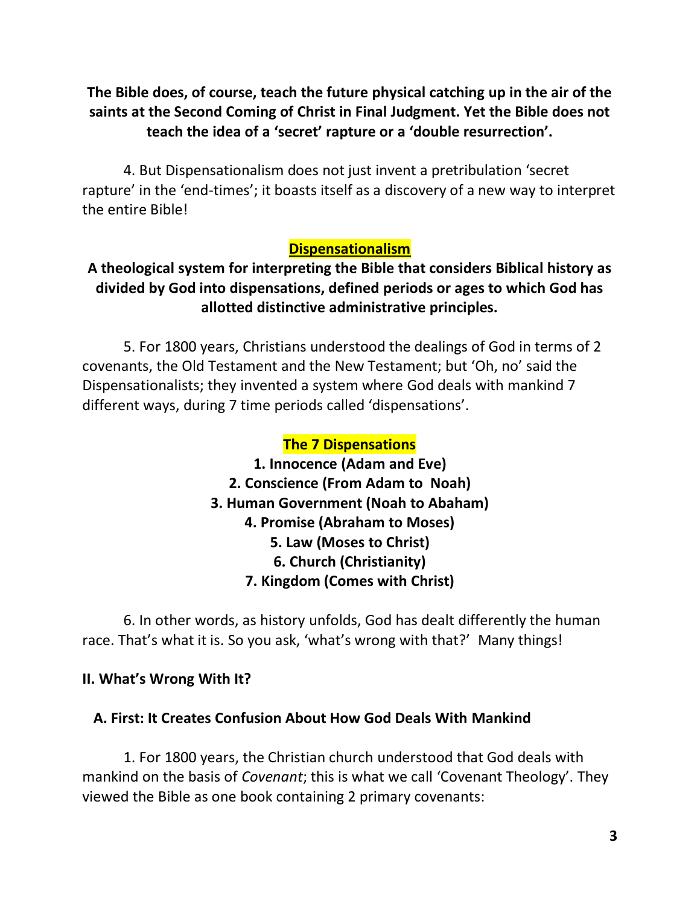**The Bible does, of course, teach the future physical catching up in the air of the saints at the Second Coming of Christ in Final Judgment. Yet the Bible does not teach the idea of a 'secret' rapture or a 'double resurrection'.**

4. But Dispensationalism does not just invent a pretribulation 'secret rapture' in the 'end-times'; it boasts itself as a discovery of a new way to interpret the entire Bible!

**Dispensationalism**

**A theological system for interpreting the Bible that considers Biblical history as divided by God into dispensations, defined periods or ages to which God has allotted distinctive administrative principles.**

5. For 1800 years, Christians understood the dealings of God in terms of 2 covenants, the Old Testament and the New Testament; but 'Oh, no' said the Dispensationalists; they invented a system where God deals with mankind 7 different ways, during 7 time periods called 'dispensations'.

**The 7 Dispensations**

**1. Innocence (Adam and Eve)**
**2. Conscience (From Adam to Noah)**
**3. Human Government (Noah to Abaham)**
**4. Promise (Abraham to Moses)**
**5. Law (Moses to Christ)**
**6. Church (Christianity)**
**7. Kingdom (Comes with Christ)**

6. In other words, as history unfolds, God has dealt differently the human race. That's what it is. So you ask, 'what's wrong with that?' Many things!

## II. What's Wrong With It?

### A. First: It Creates Confusion About How God Deals With Mankind

1. For 1800 years, the Christian church understood that God deals with mankind on the basis of *Covenant*; this is what we call 'Covenant Theology'. They viewed the Bible as one book containing 2 primary covenants: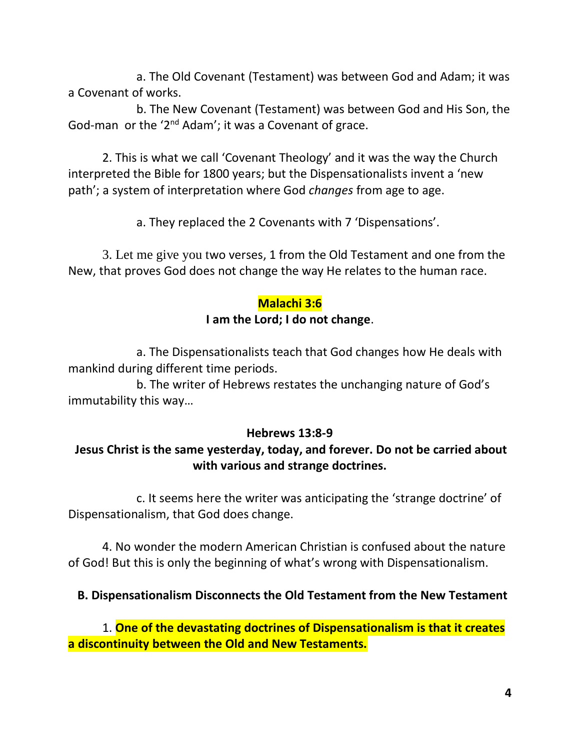a. The Old Covenant (Testament) was between God and Adam; it was a Covenant of works.

b. The New Covenant (Testament) was between God and His Son, the God-man or the '2nd Adam'; it was a Covenant of grace.

2. This is what we call 'Covenant Theology' and it was the way the Church interpreted the Bible for 1800 years; but the Dispensationalists invent a 'new path'; a system of interpretation where God *changes* from age to age.

a. They replaced the 2 Covenants with 7 'Dispensations'.

3. Let me give you two verses, 1 from the Old Testament and one from the New, that proves God does not change the way He relates to the human race.

**Malachi 3:6**

**I am the Lord; I do not change**.

a. The Dispensationalists teach that God changes how He deals with mankind during different time periods.

b. The writer of Hebrews restates the unchanging nature of God's immutability this way…

**Hebrews 13:8-9**

**Jesus Christ is the same yesterday, today, and forever. Do not be carried about with various and strange doctrines.**

c. It seems here the writer was anticipating the 'strange doctrine' of Dispensationalism, that God does change.

4. No wonder the modern American Christian is confused about the nature of God! But this is only the beginning of what's wrong with Dispensationalism.

**B. Dispensationalism Disconnects the Old Testament from the New Testament**

1. **One of the devastating doctrines of Dispensationalism is that it creates a discontinuity between the Old and New Testaments.**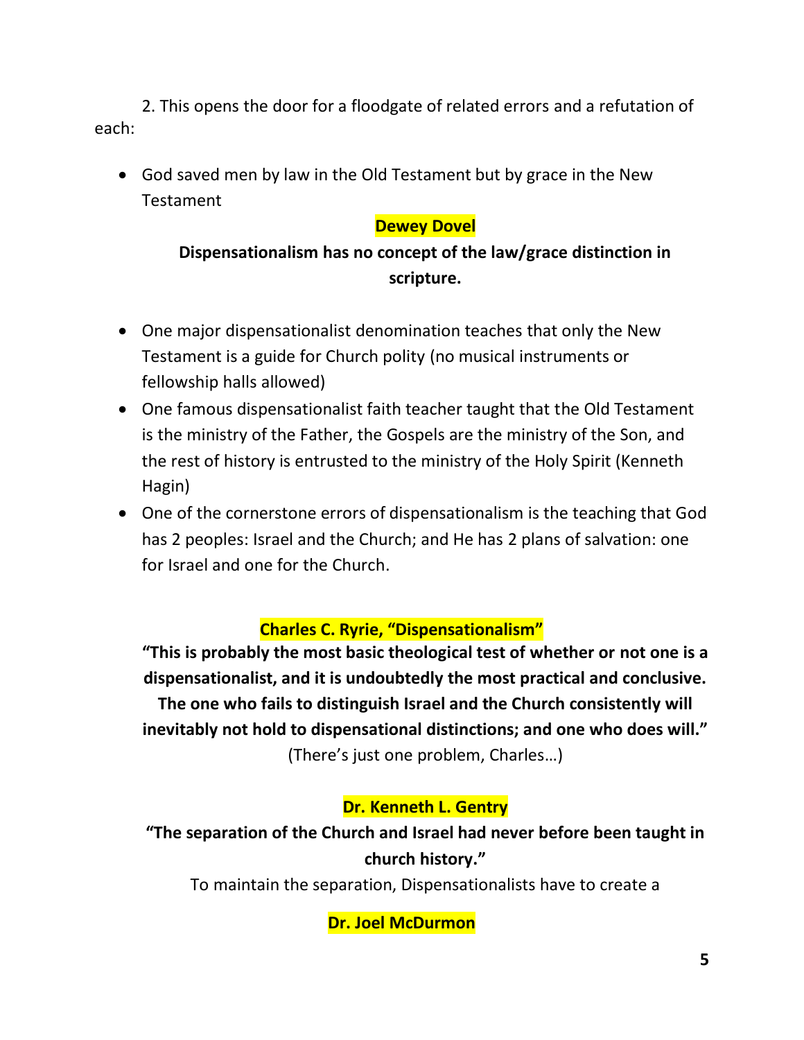2. This opens the door for a floodgate of related errors and a refutation of each:

- God saved men by law in the Old Testament but by grace in the New Testament

**Dewey Dovel**

**Dispensationalism has no concept of the law/grace distinction in scripture.**

- One major dispensationalist denomination teaches that only the New Testament is a guide for Church polity (no musical instruments or fellowship halls allowed)
- One famous dispensationalist faith teacher taught that the Old Testament is the ministry of the Father, the Gospels are the ministry of the Son, and the rest of history is entrusted to the ministry of the Holy Spirit (Kenneth Hagin)
- One of the cornerstone errors of dispensationalism is the teaching that God has 2 peoples: Israel and the Church; and He has 2 plans of salvation: one for Israel and one for the Church.

**Charles C. Ryrie, "Dispensationalism"**

**"This is probably the most basic theological test of whether or not one is a dispensationalist, and it is undoubtedly the most practical and conclusive. The one who fails to distinguish Israel and the Church consistently will inevitably not hold to dispensational distinctions; and one who does will."**

(There's just one problem, Charles…)

**Dr. Kenneth L. Gentry**

**"The separation of the Church and Israel had never before been taught in church history."**

To maintain the separation, Dispensationalists have to create a

**Dr. Joel McDurmon**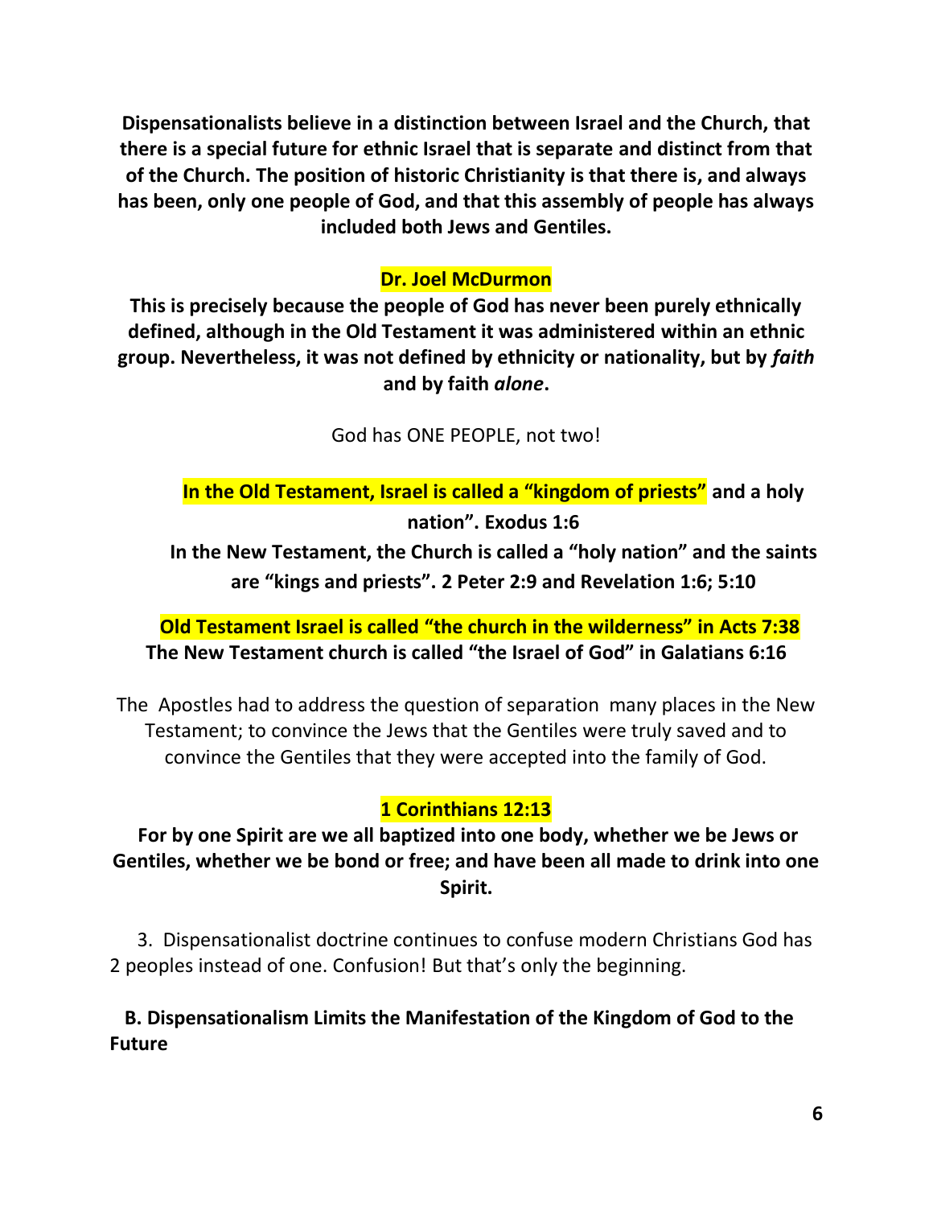**Dispensationalists believe in a distinction between Israel and the Church, that there is a special future for ethnic Israel that is separate and distinct from that of the Church. The position of historic Christianity is that there is, and always has been, only one people of God, and that this assembly of people has always included both Jews and Gentiles.**

**Dr. Joel McDurmon**

**This is precisely because the people of God has never been purely ethnically defined, although in the Old Testament it was administered within an ethnic group. Nevertheless, it was not defined by ethnicity or nationality, but by *faith* and by faith *alone*.**

God has ONE PEOPLE, not two!

**In the Old Testament, Israel is called a "kingdom of priests" and a holy nation". Exodus 1:6**

**In the New Testament, the Church is called a "holy nation" and the saints are "kings and priests". 2 Peter 2:9 and Revelation 1:6; 5:10**

**Old Testament Israel is called "the church in the wilderness" in Acts 7:38**

**The New Testament church is called "the Israel of God" in Galatians 6:16**

The Apostles had to address the question of separation many places in the New Testament; to convince the Jews that the Gentiles were truly saved and to convince the Gentiles that they were accepted into the family of God.

**1 Corinthians 12:13**

**For by one Spirit are we all baptized into one body, whether we be Jews or Gentiles, whether we be bond or free; and have been all made to drink into one Spirit.**

3. Dispensationalist doctrine continues to confuse modern Christians God has 2 peoples instead of one. Confusion! But that's only the beginning.

**B. Dispensationalism Limits the Manifestation of the Kingdom of God to the Future**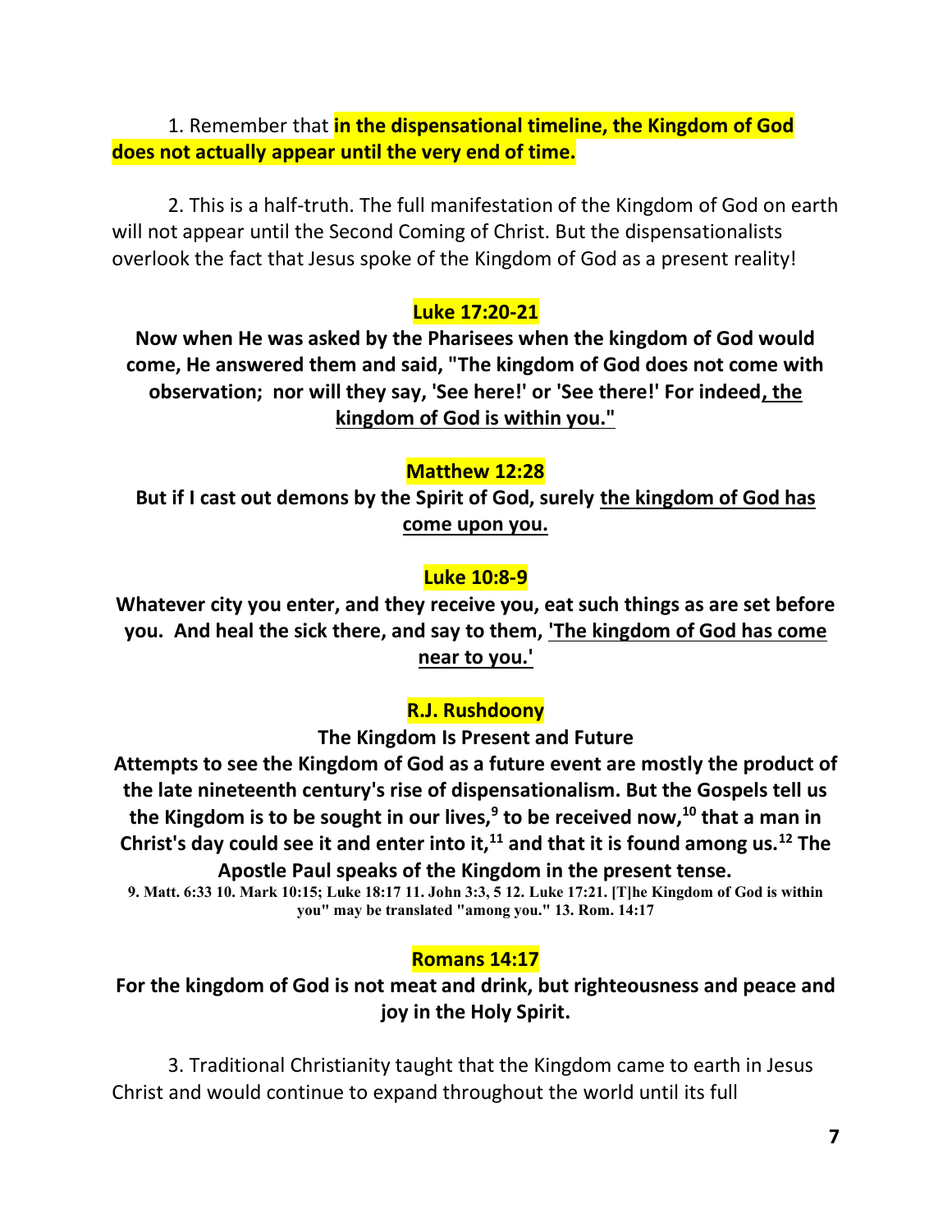1. Remember that **in the dispensational timeline, the Kingdom of God does not actually appear until the very end of time.**

2. This is a half-truth. The full manifestation of the Kingdom of God on earth will not appear until the Second Coming of Christ. But the dispensationalists overlook the fact that Jesus spoke of the Kingdom of God as a present reality!

**Luke 17:20-21**

**Now when He was asked by the Pharisees when the kingdom of God would come, He answered them and said, "The kingdom of God does not come with observation; nor will they say, 'See here!' or 'See there!' For indeed, the kingdom of God is within you."**

**Matthew 12:28**

**But if I cast out demons by the Spirit of God, surely the kingdom of God has come upon you.**

**Luke 10:8-9**

**Whatever city you enter, and they receive you, eat such things as are set before you. And heal the sick there, and say to them, 'The kingdom of God has come near to you.'**

**R.J. Rushdoony**

**The Kingdom Is Present and Future**

**Attempts to see the Kingdom of God as a future event are mostly the product of the late nineteenth century's rise of dispensationalism. But the Gospels tell us the Kingdom is to be sought in our lives,[9] to be received now,[10] that a man in Christ's day could see it and enter into it,[11] and that it is found among us.[12] The Apostle Paul speaks of the Kingdom in the present tense.**

**9. Matt. 6:33 10. Mark 10:15; Luke 18:17 11. John 3:3, 5 12. Luke 17:21. [T]he Kingdom of God is within you" may be translated "among you." 13. Rom. 14:17**

**Romans 14:17**

**For the kingdom of God is not meat and drink, but righteousness and peace and joy in the Holy Spirit.**

3. Traditional Christianity taught that the Kingdom came to earth in Jesus Christ and would continue to expand throughout the world until its full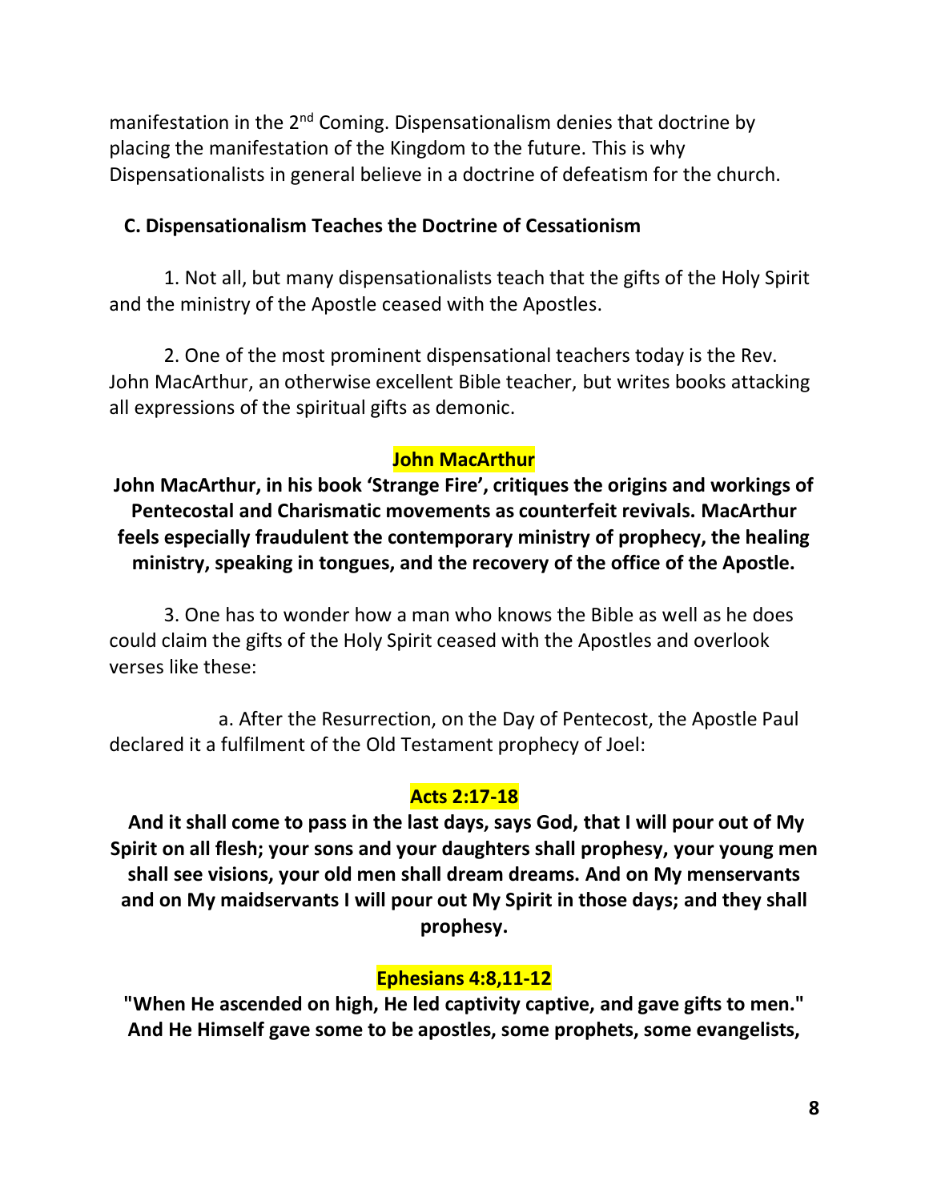manifestation in the 2nd Coming. Dispensationalism denies that doctrine by placing the manifestation of the Kingdom to the future. This is why Dispensationalists in general believe in a doctrine of defeatism for the church.

### C. Dispensationalism Teaches the Doctrine of Cessationism

1. Not all, but many dispensationalists teach that the gifts of the Holy Spirit and the ministry of the Apostle ceased with the Apostles.

2. One of the most prominent dispensational teachers today is the Rev. John MacArthur, an otherwise excellent Bible teacher, but writes books attacking all expressions of the spiritual gifts as demonic.

**John MacArthur**

**John MacArthur, in his book 'Strange Fire', critiques the origins and workings of Pentecostal and Charismatic movements as counterfeit revivals. MacArthur feels especially fraudulent the contemporary ministry of prophecy, the healing ministry, speaking in tongues, and the recovery of the office of the Apostle.**

3. One has to wonder how a man who knows the Bible as well as he does could claim the gifts of the Holy Spirit ceased with the Apostles and overlook verses like these:

a. After the Resurrection, on the Day of Pentecost, the Apostle Paul declared it a fulfilment of the Old Testament prophecy of Joel:

**Acts 2:17-18**

**And it shall come to pass in the last days, says God, that I will pour out of My Spirit on all flesh; your sons and your daughters shall prophesy, your young men shall see visions, your old men shall dream dreams. And on My menservants and on My maidservants I will pour out My Spirit in those days; and they shall prophesy.**

**Ephesians 4:8,11-12**

**"When He ascended on high, He led captivity captive, and gave gifts to men." And He Himself gave some to be apostles, some prophets, some evangelists,**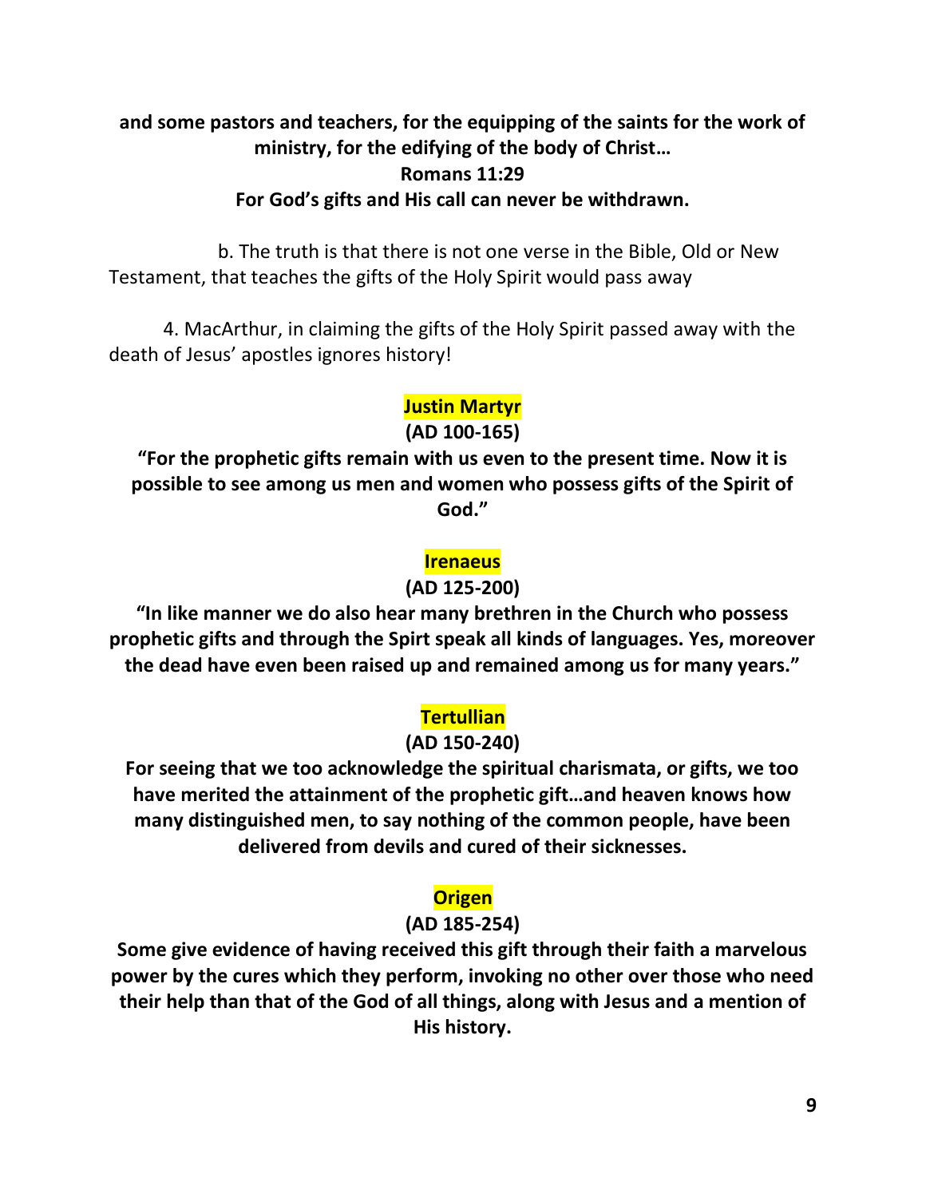**and some pastors and teachers, for the equipping of the saints for the work of ministry, for the edifying of the body of Christ…**

**Romans 11:29**

**For God's gifts and His call can never be withdrawn.**

b. The truth is that there is not one verse in the Bible, Old or New Testament, that teaches the gifts of the Holy Spirit would pass away

4. MacArthur, in claiming the gifts of the Holy Spirit passed away with the death of Jesus' apostles ignores history!

**Justin Martyr**

**(AD 100-165)**

**"For the prophetic gifts remain with us even to the present time. Now it is possible to see among us men and women who possess gifts of the Spirit of God."**

**Irenaeus**

**(AD 125-200)**

**"In like manner we do also hear many brethren in the Church who possess prophetic gifts and through the Spirt speak all kinds of languages. Yes, moreover the dead have even been raised up and remained among us for many years."**

**Tertullian**

**(AD 150-240)**

**For seeing that we too acknowledge the spiritual charismata, or gifts, we too have merited the attainment of the prophetic gift…and heaven knows how many distinguished men, to say nothing of the common people, have been delivered from devils and cured of their sicknesses.**

**Origen**

**(AD 185-254)**

**Some give evidence of having received this gift through their faith a marvelous power by the cures which they perform, invoking no other over those who need their help than that of the God of all things, along with Jesus and a mention of His history.**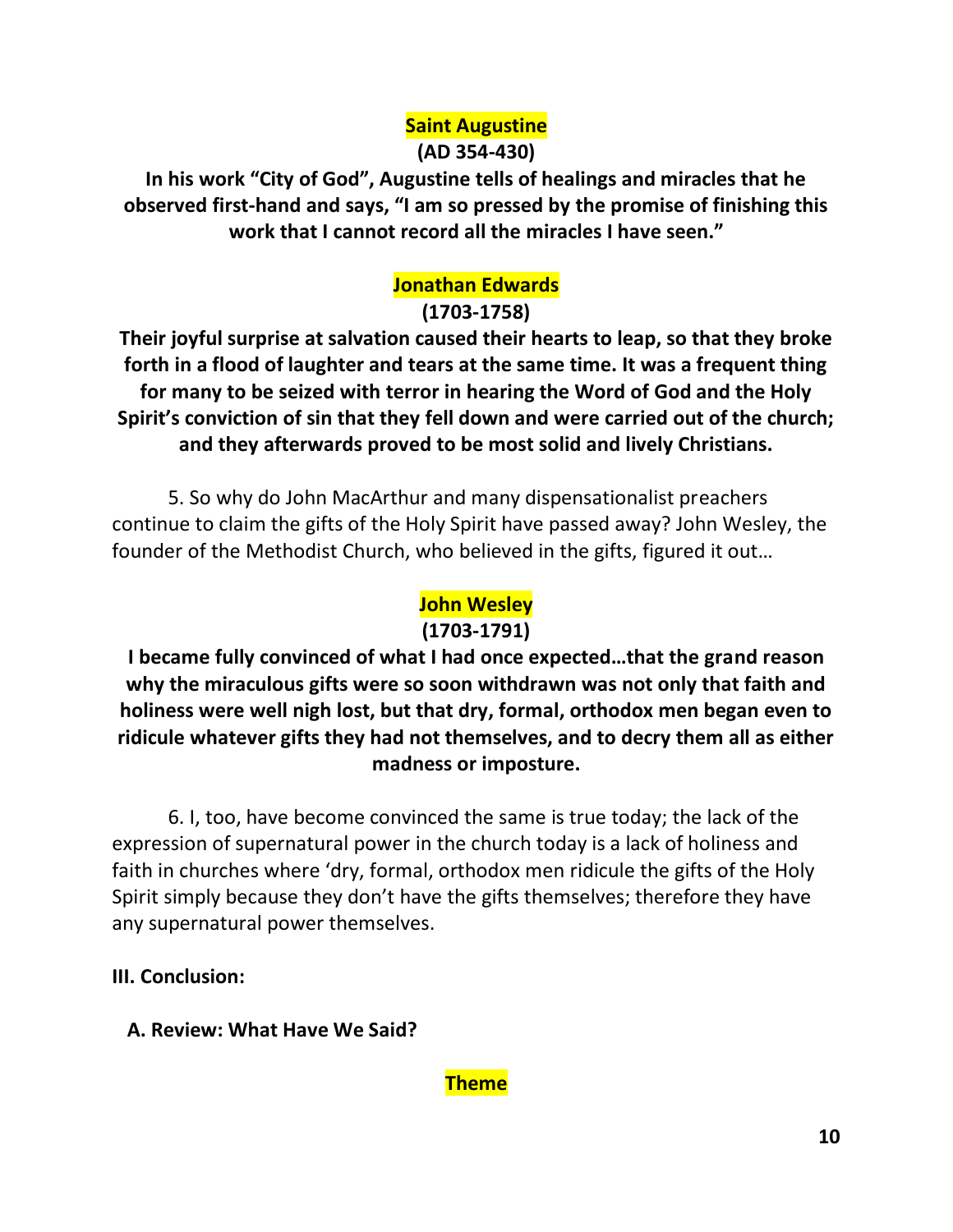**Saint Augustine**

**(AD 354-430)**

**In his work "City of God", Augustine tells of healings and miracles that he observed first-hand and says, "I am so pressed by the promise of finishing this work that I cannot record all the miracles I have seen."**

**Jonathan Edwards**

**(1703-1758)**

**Their joyful surprise at salvation caused their hearts to leap, so that they broke forth in a flood of laughter and tears at the same time. It was a frequent thing for many to be seized with terror in hearing the Word of God and the Holy Spirit's conviction of sin that they fell down and were carried out of the church; and they afterwards proved to be most solid and lively Christians.**

5. So why do John MacArthur and many dispensationalist preachers continue to claim the gifts of the Holy Spirit have passed away? John Wesley, the founder of the Methodist Church, who believed in the gifts, figured it out…

**John Wesley**

**(1703-1791)**

**I became fully convinced of what I had once expected…that the grand reason why the miraculous gifts were so soon withdrawn was not only that faith and holiness were well nigh lost, but that dry, formal, orthodox men began even to ridicule whatever gifts they had not themselves, and to decry them all as either madness or imposture.**

6. I, too, have become convinced the same is true today; the lack of the expression of supernatural power in the church today is a lack of holiness and faith in churches where 'dry, formal, orthodox men ridicule the gifts of the Holy Spirit simply because they don't have the gifts themselves; therefore they have any supernatural power themselves.

**III. Conclusion:**

**A. Review: What Have We Said?**

**Theme**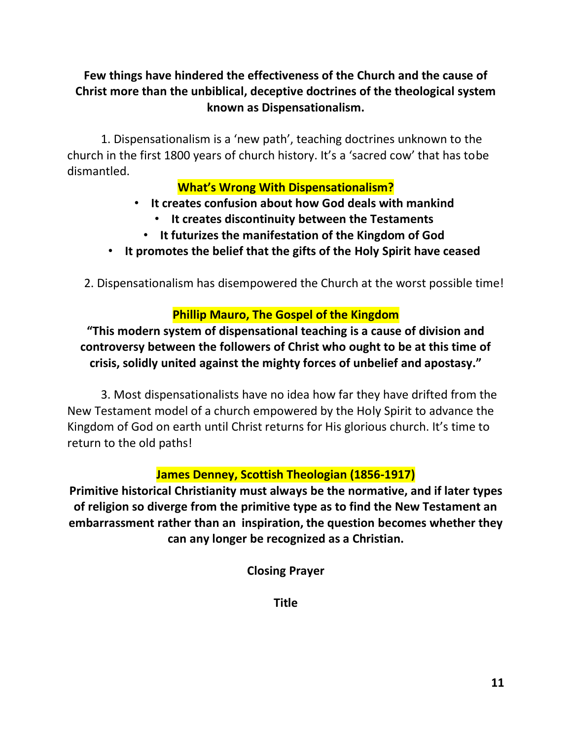**Few things have hindered the effectiveness of the Church and the cause of Christ more than the unbiblical, deceptive doctrines of the theological system known as Dispensationalism.**

1. Dispensationalism is a 'new path', teaching doctrines unknown to the church in the first 1800 years of church history. It's a 'sacred cow' that has tobe dismantled.

**What's Wrong With Dispensationalism?**

- **It creates confusion about how God deals with mankind**
- **It creates discontinuity between the Testaments**
- **It futurizes the manifestation of the Kingdom of God**
- **It promotes the belief that the gifts of the Holy Spirit have ceased**

2. Dispensationalism has disempowered the Church at the worst possible time!

**Phillip Mauro, The Gospel of the Kingdom**

**"This modern system of dispensational teaching is a cause of division and controversy between the followers of Christ who ought to be at this time of crisis, solidly united against the mighty forces of unbelief and apostasy."**

3. Most dispensationalists have no idea how far they have drifted from the New Testament model of a church empowered by the Holy Spirit to advance the Kingdom of God on earth until Christ returns for His glorious church. It's time to return to the old paths!

**James Denney, Scottish Theologian (1856-1917)**

**Primitive historical Christianity must always be the normative, and if later types of religion so diverge from the primitive type as to find the New Testament an embarrassment rather than an inspiration, the question becomes whether they can any longer be recognized as a Christian.**

**Closing Prayer**

**Title**